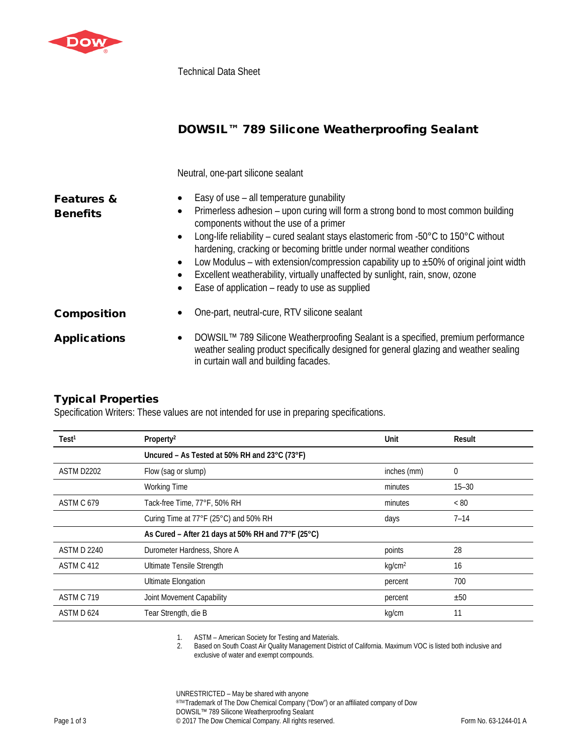Technical Data Sheet

# DOWSIL™ 789 Silicone Weatherproofing Sealant

Neutral, one-part silicone sealant

## Features & Benefits

- Easy of use – all temperature gunability
- Primerless adhesion – upon curing will form a strong bond to most common building components without the use of a primer
- Long-life reliability – cured sealant stays elastomeric from -50°C to 150°C without hardening, cracking or becoming brittle under normal weather conditions
- Low Modulus – with extension/compression capability up to ±50% of original joint width
- Excellent weatherability, virtually unaffected by sunlight, rain, snow, ozone
- Ease of application – ready to use as supplied

## Composition

- One-part, neutral-cure, RTV silicone sealant

## Applications

- DOWSIL™ 789 Silicone Weatherproofing Sealant is a specified, premium performance weather sealing product specifically designed for general glazing and weather sealing in curtain wall and building facades.

## Typical Properties

Specification Writers: These values are not intended for use in preparing specifications.

| Test[1] | Property[2] | Unit | Result |
|---|---|---|---|
| | **Uncured – As Tested at 50% RH and 23°C (73°F)** | | |
| ASTM D2202 | Flow (sag or slump) | inches (mm) | 0 |
| | Working Time | minutes | 15–30 |
| ASTM C 679 | Tack-free Time, 77°F, 50% RH | minutes | < 80 |
| | Curing Time at 77°F (25°C) and 50% RH | days | 7–14 |
| | **As Cured – After 21 days at 50% RH and 77°F (25°C)** | | |
| ASTM D 2240 | Durometer Hardness, Shore A | points | 28 |
| ASTM C 412 | Ultimate Tensile Strength | $kg/cm^2$ | 16 |
| | Ultimate Elongation | percent | 700 |
| ASTM C 719 | Joint Movement Capability | percent | ±50 |
| ASTM D 624 | Tear Strength, die B | kg/cm | 11 |

1. ASTM – American Society for Testing and Materials.
2. Based on South Coast Air Quality Management District of California. Maximum VOC is listed both inclusive and exclusive of water and exempt compounds.

UNRESTRICTED – May be shared with anyone
®™Trademark of The Dow Chemical Company ("Dow") or an affiliated company of Dow
DOWSIL™ 789 Silicone Weatherproofing Sealant
© 2017 The Dow Chemical Company. All rights reserved.

Form No. 63-1244-01 A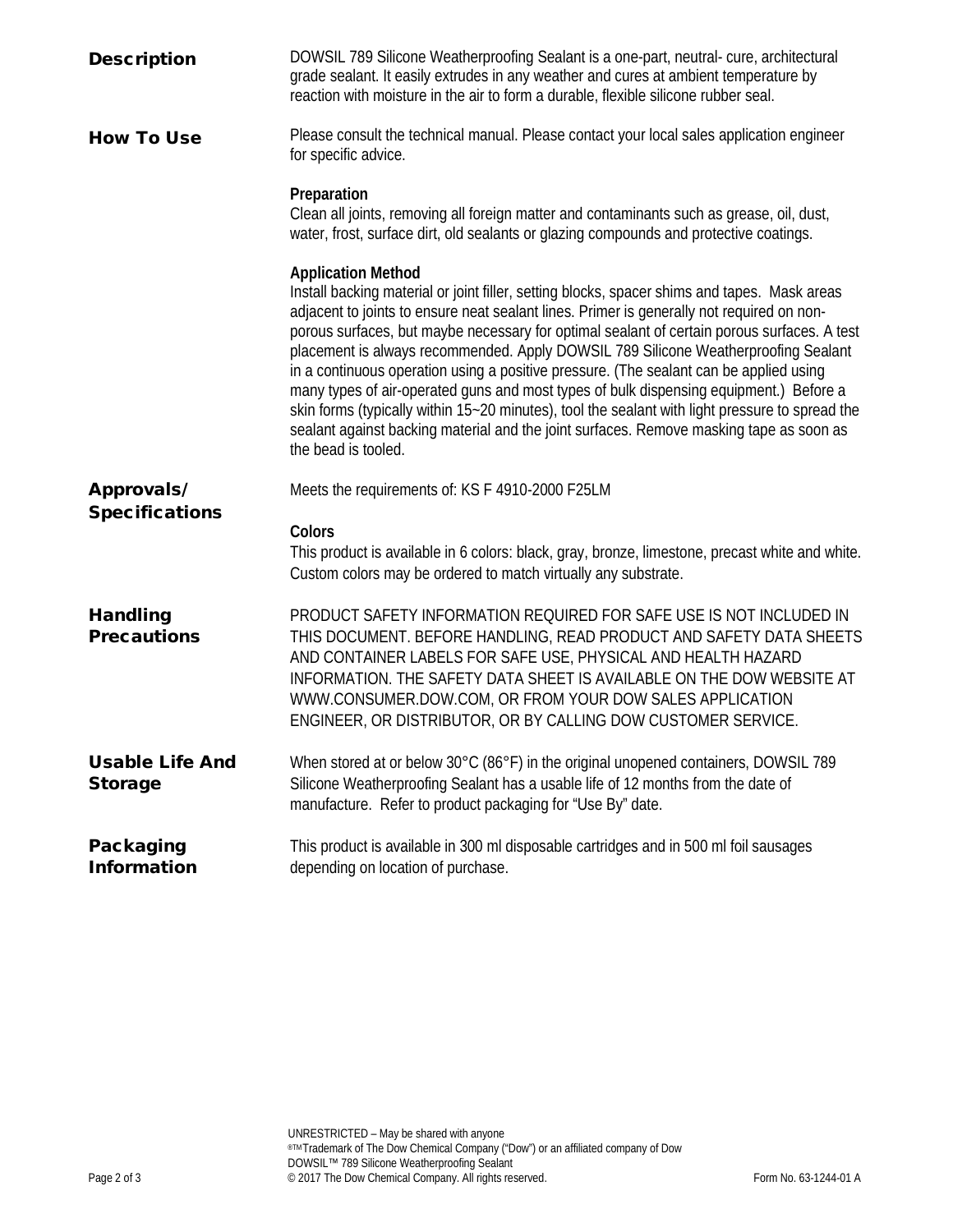## Description

DOWSIL 789 Silicone Weatherproofing Sealant is a one-part, neutral- cure, architectural grade sealant. It easily extrudes in any weather and cures at ambient temperature by reaction with moisture in the air to form a durable, flexible silicone rubber seal.

## How To Use

Please consult the technical manual. Please contact your local sales application engineer for specific advice.

**Preparation**

Clean all joints, removing all foreign matter and contaminants such as grease, oil, dust, water, frost, surface dirt, old sealants or glazing compounds and protective coatings.

**Application Method**

Install backing material or joint filler, setting blocks, spacer shims and tapes. Mask areas adjacent to joints to ensure neat sealant lines. Primer is generally not required on non-porous surfaces, but maybe necessary for optimal sealant of certain porous surfaces. A test placement is always recommended. Apply DOWSIL 789 Silicone Weatherproofing Sealant in a continuous operation using a positive pressure. (The sealant can be applied using many types of air-operated guns and most types of bulk dispensing equipment.) Before a skin forms (typically within 15~20 minutes), tool the sealant with light pressure to spread the sealant against backing material and the joint surfaces. Remove masking tape as soon as the bead is tooled.

## Approvals/ Specifications

Meets the requirements of: KS F 4910-2000 F25LM

**Colors**

This product is available in 6 colors: black, gray, bronze, limestone, precast white and white. Custom colors may be ordered to match virtually any substrate.

## Handling Precautions

PRODUCT SAFETY INFORMATION REQUIRED FOR SAFE USE IS NOT INCLUDED IN THIS DOCUMENT. BEFORE HANDLING, READ PRODUCT AND SAFETY DATA SHEETS AND CONTAINER LABELS FOR SAFE USE, PHYSICAL AND HEALTH HAZARD INFORMATION. THE SAFETY DATA SHEET IS AVAILABLE ON THE DOW WEBSITE AT WWW.CONSUMER.DOW.COM, OR FROM YOUR DOW SALES APPLICATION ENGINEER, OR DISTRIBUTOR, OR BY CALLING DOW CUSTOMER SERVICE.

## Usable Life And Storage

When stored at or below 30°C (86°F) in the original unopened containers, DOWSIL 789 Silicone Weatherproofing Sealant has a usable life of 12 months from the date of manufacture. Refer to product packaging for "Use By" date.

## Packaging Information

This product is available in 300 ml disposable cartridges and in 500 ml foil sausages depending on location of purchase.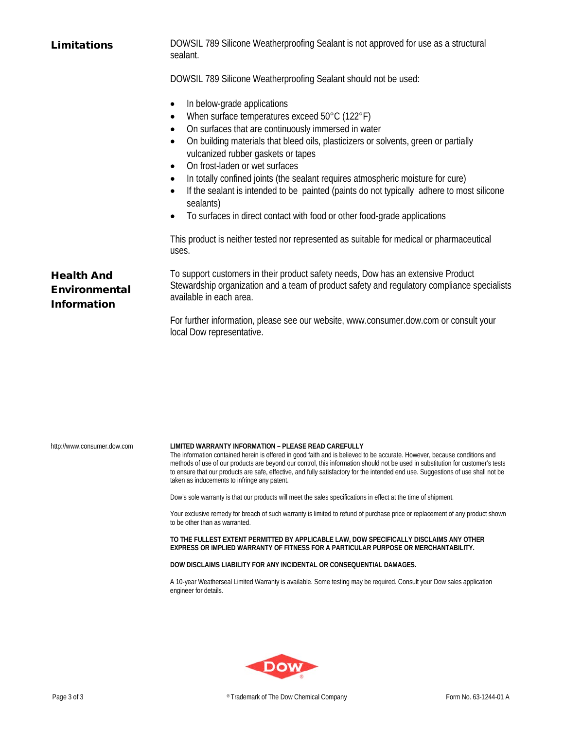## Limitations

DOWSIL 789 Silicone Weatherproofing Sealant is not approved for use as a structural sealant.

DOWSIL 789 Silicone Weatherproofing Sealant should not be used:

- In below-grade applications
- When surface temperatures exceed 50°C (122°F)
- On surfaces that are continuously immersed in water
- On building materials that bleed oils, plasticizers or solvents, green or partially vulcanized rubber gaskets or tapes
- On frost-laden or wet surfaces
- In totally confined joints (the sealant requires atmospheric moisture for cure)
- If the sealant is intended to be painted (paints do not typically adhere to most silicone sealants)
- To surfaces in direct contact with food or other food-grade applications

This product is neither tested nor represented as suitable for medical or pharmaceutical uses.

## Health And Environmental Information

To support customers in their product safety needs, Dow has an extensive Product Stewardship organization and a team of product safety and regulatory compliance specialists available in each area.

For further information, please see our website, www.consumer.dow.com or consult your local Dow representative.

http://www.consumer.dow.com

**LIMITED WARRANTY INFORMATION – PLEASE READ CAREFULLY**

The information contained herein is offered in good faith and is believed to be accurate. However, because conditions and methods of use of our products are beyond our control, this information should not be used in substitution for customer's tests to ensure that our products are safe, effective, and fully satisfactory for the intended end use. Suggestions of use shall not be taken as inducements to infringe any patent.

Dow's sole warranty is that our products will meet the sales specifications in effect at the time of shipment.

Your exclusive remedy for breach of such warranty is limited to refund of purchase price or replacement of any product shown to be other than as warranted.

**TO THE FULLEST EXTENT PERMITTED BY APPLICABLE LAW, DOW SPECIFICALLY DISCLAIMS ANY OTHER EXPRESS OR IMPLIED WARRANTY OF FITNESS FOR A PARTICULAR PURPOSE OR MERCHANTABILITY.**

**DOW DISCLAIMS LIABILITY FOR ANY INCIDENTAL OR CONSEQUENTIAL DAMAGES.**

A 10-year Weatherseal Limited Warranty is available. Some testing may be required. Consult your Dow sales application engineer for details.

® Trademark of The Dow Chemical Company

Form No. 63-1244-01 A